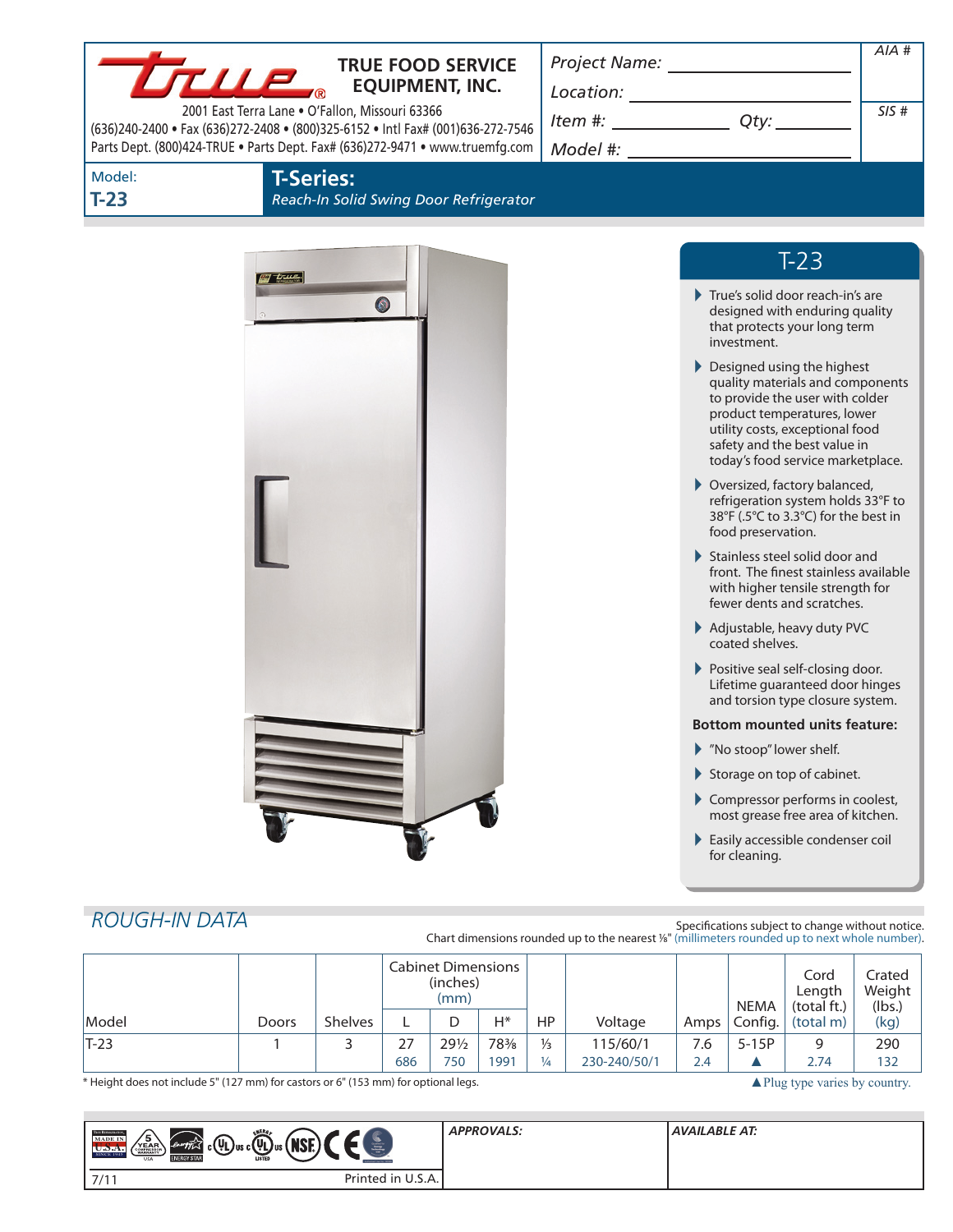# TRUE FOOD SERVICE EQUIPMENT, INC.

2001 East Terra Lane • O'Fallon, Missouri 63366
(636)240-2400 • Fax (636)272-2408 • (800)325-6152 • Intl Fax# (001)636-272-7546
Parts Dept. (800)424-TRUE • Parts Dept. Fax# (636)272-9471 • www.truemfg.com

*Project Name:* ______________________

*Location:* ______________________

*Item #:* ____________ *Qty:* ________

*Model #:* ______________________

*AIA #*

*SIS #*

Model: **T-23**

## T-Series:

*Reach-In Solid Swing Door Refrigerator*

## T-23

- True's solid door reach-in's are designed with enduring quality that protects your long term investment.
- Designed using the highest quality materials and components to provide the user with colder product temperatures, lower utility costs, exceptional food safety and the best value in today's food service marketplace.
- Oversized, factory balanced, refrigeration system holds 33°F to 38°F (.5°C to 3.3°C) for the best in food preservation.
- Stainless steel solid door and front. The finest stainless available with higher tensile strength for fewer dents and scratches.
- Adjustable, heavy duty PVC coated shelves.
- Positive seal self-closing door. Lifetime guaranteed door hinges and torsion type closure system.

**Bottom mounted units feature:**

- "No stoop" lower shelf.
- Storage on top of cabinet.
- Compressor performs in coolest, most grease free area of kitchen.
- Easily accessible condenser coil for cleaning.

## *ROUGH-IN DATA*

Specifications subject to change without notice.
Chart dimensions rounded up to the nearest ⅛" (millimeters rounded up to next whole number).

| Model | Doors | Shelves | Cabinet Dimensions (inches) (mm) | | | HP | Voltage | Amps | NEMA Config. | Cord Length (total ft.) (total m) | Crated Weight (lbs.) (kg) |
|---|---|---|---|---|---|---|---|---|---|---|---|
| | | | L | D | H* | | | | | | |
| T-23 | 1 | 3 | 27 | 29½ | 78⅜ | ⅓ | 115/60/1 | 7.6 | 5-15P | 9 | 290 |
| | | | 686 | 750 | 1991 | ¼ | 230-240/50/1 | 2.4 | ▲ | 2.74 | 132 |

\* Height does not include 5" (127 mm) for castors or 6" (153 mm) for optional legs.

▲Plug type varies by country.

*APPROVALS:*

*AVAILABLE AT:*

7/11 Printed in U.S.A.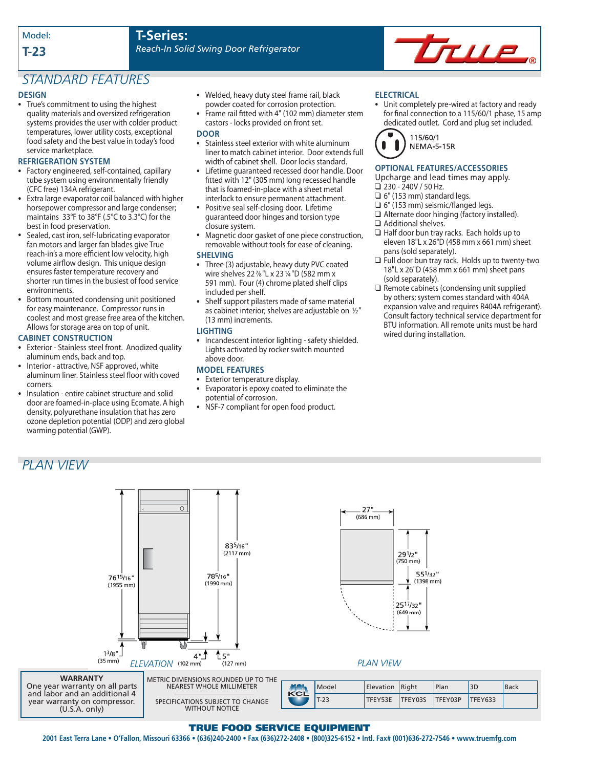Model:

**T-23**

## T-Series:

*Reach-In Solid Swing Door Refrigerator*

# STANDARD FEATURES

### DESIGN

- True's commitment to using the highest quality materials and oversized refrigeration systems provides the user with colder product temperatures, lower utility costs, exceptional food safety and the best value in today's food service marketplace.

### REFRIGERATION SYSTEM

- Factory engineered, self-contained, capillary tube system using environmentally friendly (CFC free) 134A refrigerant.
- Extra large evaporator coil balanced with higher horsepower compressor and large condenser; maintains 33°F to 38°F (.5°C to 3.3°C) for the best in food preservation.
- Sealed, cast iron, self-lubricating evaporator fan motors and larger fan blades give True reach-in's a more efficient low velocity, high volume airflow design. This unique design ensures faster temperature recovery and shorter run times in the busiest of food service environments.
- Bottom mounted condensing unit positioned for easy maintenance. Compressor runs in coolest and most grease free area of the kitchen. Allows for storage area on top of unit.

### CABINET CONSTRUCTION

- Exterior - Stainless steel front. Anodized quality aluminum ends, back and top.
- Interior - attractive, NSF approved, white aluminum liner. Stainless steel floor with coved corners.
- Insulation - entire cabinet structure and solid door are foamed-in-place using Ecomate. A high density, polyurethane insulation that has zero ozone depletion potential (ODP) and zero global warming potential (GWP).
- Welded, heavy duty steel frame rail, black powder coated for corrosion protection.
- Frame rail fitted with 4" (102 mm) diameter stem castors - locks provided on front set.

### DOOR

- Stainless steel exterior with white aluminum liner to match cabinet interior. Door extends full width of cabinet shell. Door locks standard.
- Lifetime guaranteed recessed door handle. Door fitted with 12" (305 mm) long recessed handle that is foamed-in-place with a sheet metal interlock to ensure permanent attachment.
- Positive seal self-closing door. Lifetime guaranteed door hinges and torsion type closure system.
- Magnetic door gasket of one piece construction, removable without tools for ease of cleaning.

### SHELVING

- Three (3) adjustable, heavy duty PVC coated wire shelves 22 ⅞"L x 23 ¼"D (582 mm x 591 mm). Four (4) chrome plated shelf clips included per shelf.
- Shelf support pilasters made of same material as cabinet interior; shelves are adjustable on ½" (13 mm) increments.

### LIGHTING

- Incandescent interior lighting - safety shielded. Lights activated by rocker switch mounted above door.

### MODEL FEATURES

- Exterior temperature display.
- Evaporator is epoxy coated to eliminate the potential of corrosion.
- NSF-7 compliant for open food product.

### ELECTRICAL

- Unit completely pre-wired at factory and ready for final connection to a 115/60/1 phase, 15 amp dedicated outlet. Cord and plug set included.

115/60/1
NEMA-5-15R

### OPTIONAL FEATURES/ACCESSORIES

Upcharge and lead times may apply.

- ❑ 230 - 240V / 50 Hz.
- ❑ 6" (153 mm) standard legs.
- ❑ 6" (153 mm) seismic/flanged legs.
- ❑ Alternate door hinging (factory installed).
- ❑ Additional shelves.
- ❑ Half door bun tray racks. Each holds up to eleven 18"L x 26"D (458 mm x 661 mm) sheet pans (sold separately).
- ❑ Full door bun tray rack. Holds up to twenty-two 18"L x 26"D (458 mm x 661 mm) sheet pans (sold separately).
- ❑ Remote cabinets (condensing unit supplied by others; system comes standard with 404A expansion valve and requires R404A refrigerant). Consult factory technical service department for BTU information. All remote units must be hard wired during installation.

# PLAN VIEW

83 5/16" (2117 mm)
76 15/16" (1955 mm)
78 5/16" (1990 mm)
1 3/8" (35 mm)
4" (102 mm)
5" (127 mm)

*ELEVATION*

27" (686 mm)
29 1/2" (750 mm)
55 1/32" (1398 mm)
25 17/32" (649 mm)

*PLAN VIEW*

**WARRANTY**
One year warranty on all parts and labor and an additional 4 year warranty on compressor. (U.S.A. only)

METRIC DIMENSIONS ROUNDED UP TO THE NEAREST WHOLE MILLIMETER

SPECIFICATIONS SUBJECT TO CHANGE WITHOUT NOTICE

| Model | Elevation | Right | Plan | 3D | Back |
|---|---|---|---|---|---|
| T-23 | TFEY53E | TFEY03S | TFEY03P | TFEY633 | |

**TRUE FOOD SERVICE EQUIPMENT**

2001 East Terra Lane • O'Fallon, Missouri 63366 • (636)240-2400 • Fax (636)272-2408 • (800)325-6152 • Intl. Fax# (001)636-272-7546 • www.truemfg.com